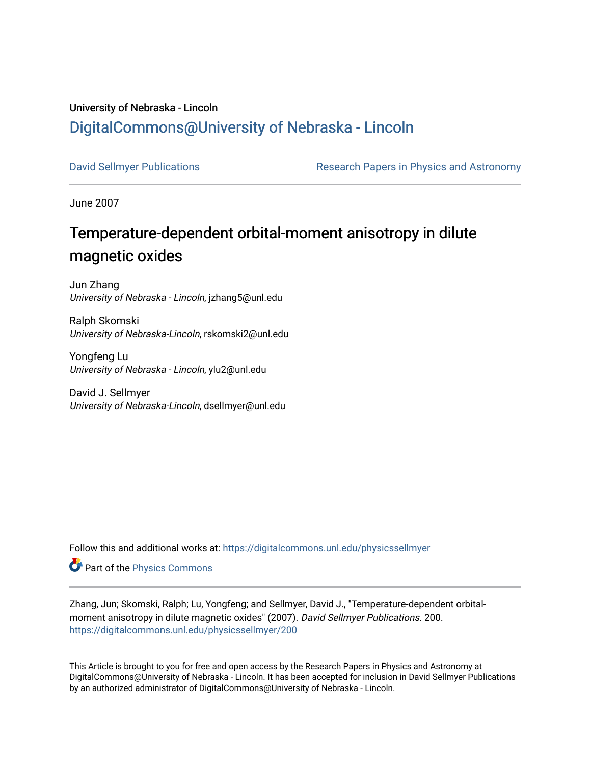University of Nebraska - Lincoln

# DigitalCommons@University of Nebraska - Lincoln

David Sellmyer Publications | Research Papers in Physics and Astronomy

June 2007

## Temperature-dependent orbital-moment anisotropy in dilute magnetic oxides

Jun Zhang
*University of Nebraska - Lincoln*, jzhang5@unl.edu

Ralph Skomski
*University of Nebraska-Lincoln*, rskomski2@unl.edu

Yongfeng Lu
*University of Nebraska - Lincoln*, ylu2@unl.edu

David J. Sellmyer
*University of Nebraska-Lincoln*, dsellmyer@unl.edu

Follow this and additional works at: https://digitalcommons.unl.edu/physicssellmyer

Part of the Physics Commons

Zhang, Jun; Skomski, Ralph; Lu, Yongfeng; and Sellmyer, David J., "Temperature-dependent orbital-moment anisotropy in dilute magnetic oxides" (2007). *David Sellmyer Publications*. 200.
https://digitalcommons.unl.edu/physicssellmyer/200

This Article is brought to you for free and open access by the Research Papers in Physics and Astronomy at DigitalCommons@University of Nebraska - Lincoln. It has been accepted for inclusion in David Sellmyer Publications by an authorized administrator of DigitalCommons@University of Nebraska - Lincoln.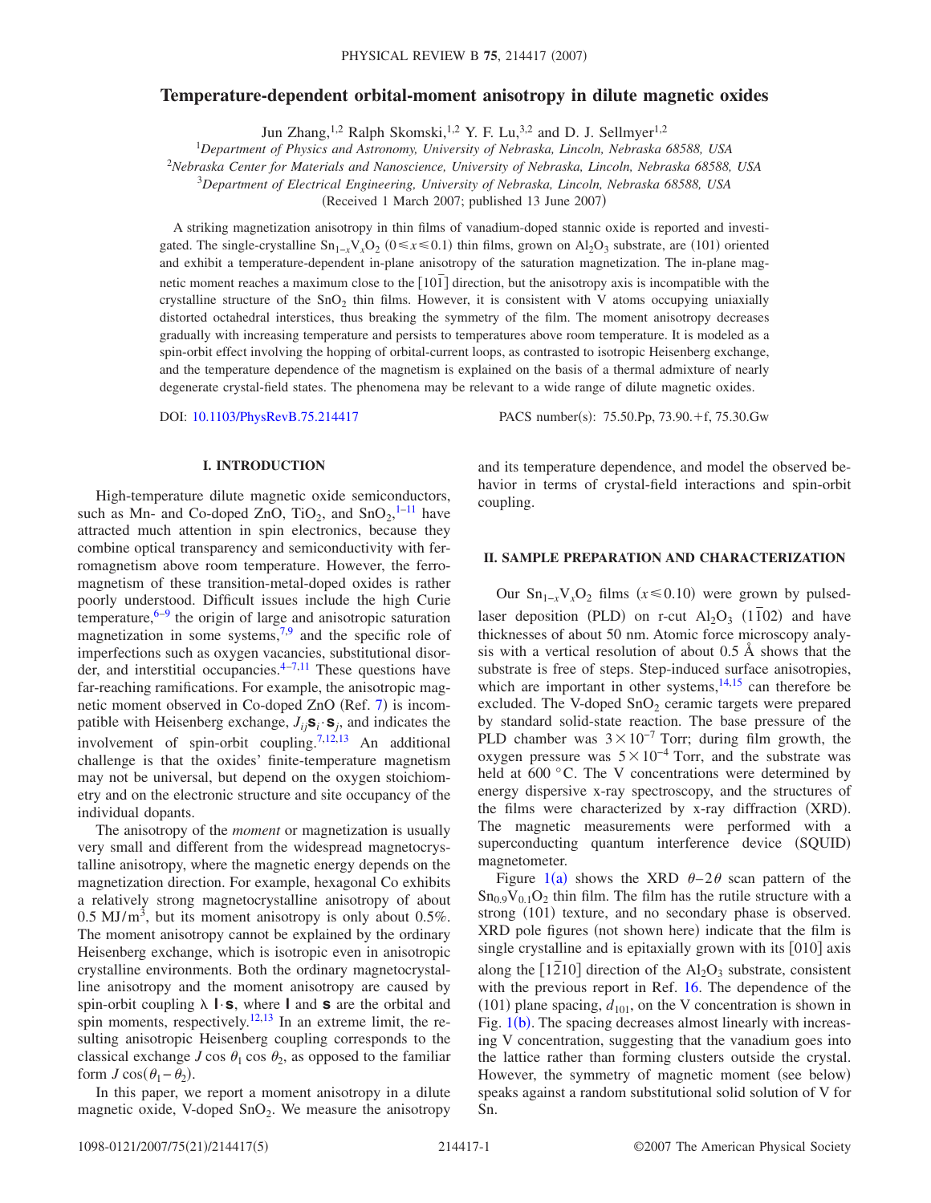# Temperature-dependent orbital-moment anisotropy in dilute magnetic oxides

Jun Zhang,[1,2] Ralph Skomski,[1,2] Y. F. Lu,[3,2] and D. J. Sellmyer[1,2]

[1]*Department of Physics and Astronomy, University of Nebraska, Lincoln, Nebraska 68588, USA*
[2]*Nebraska Center for Materials and Nanoscience, University of Nebraska, Lincoln, Nebraska 68588, USA*
[3]*Department of Electrical Engineering, University of Nebraska, Lincoln, Nebraska 68588, USA*

(Received 1 March 2007; published 13 June 2007)

A striking magnetization anisotropy in thin films of vanadium-doped stannic oxide is reported and investigated. The single-crystalline $Sn_{1-x}V_xO_2$ $(0 \leq x \leq 0.1)$ thin films, grown on $Al_2O_3$ substrate, are (101) oriented and exhibit a temperature-dependent in-plane anisotropy of the saturation magnetization. The in-plane magnetic moment reaches a maximum close to the $[10\bar{1}]$ direction, but the anisotropy axis is incompatible with the crystalline structure of the $SnO_2$ thin films. However, it is consistent with V atoms occupying uniaxially distorted octahedral interstices, thus breaking the symmetry of the film. The moment anisotropy decreases gradually with increasing temperature and persists to temperatures above room temperature. It is modeled as a spin-orbit effect involving the hopping of orbital-current loops, as contrasted to isotropic Heisenberg exchange, and the temperature dependence of the magnetism is explained on the basis of a thermal admixture of nearly degenerate crystal-field states. The phenomena may be relevant to a wide range of dilute magnetic oxides.

DOI: 10.1103/PhysRevB.75.214417 PACS number(s): 75.50.Pp, 73.90.+f, 75.30.Gw

## I. INTRODUCTION

High-temperature dilute magnetic oxide semiconductors, such as Mn- and Co-doped ZnO, $TiO_2$, and $SnO_2$,[1–11] have attracted much attention in spin electronics, because they combine optical transparency and semiconductivity with ferromagnetism above room temperature. However, the ferromagnetism of these transition-metal-doped oxides is rather poorly understood. Difficult issues include the high Curie temperature,[6–9] the origin of large and anisotropic saturation magnetization in some systems,[7,9] and the specific role of imperfections such as oxygen vacancies, substitutional disorder, and interstitial occupancies.[4–7,11] These questions have far-reaching ramifications. For example, the anisotropic magnetic moment observed in Co-doped ZnO (Ref. 7) is incompatible with Heisenberg exchange, $J_{ij}\mathbf{s}_i \cdot \mathbf{s}_j$, and indicates the involvement of spin-orbit coupling.[7,12,13] An additional challenge is that the oxides' finite-temperature magnetism may not be universal, but depend on the oxygen stoichiometry and on the electronic structure and site occupancy of the individual dopants.

The anisotropy of the *moment* or magnetization is usually very small and different from the widespread magnetocrystalline anisotropy, where the magnetic energy depends on the magnetization direction. For example, hexagonal Co exhibits a relatively strong magnetocrystalline anisotropy of about $0.5\ \mathrm{MJ/m^3}$, but its moment anisotropy is only about 0.5%. The moment anisotropy cannot be explained by the ordinary Heisenberg exchange, which is isotropic even in anisotropic crystalline environments. Both the ordinary magnetocrystalline anisotropy and the moment anisotropy are caused by spin-orbit coupling $\lambda\, \mathbf{l} \cdot \mathbf{s}$, where $\mathbf{l}$ and $\mathbf{s}$ are the orbital and spin moments, respectively.[12,13] In an extreme limit, the resulting anisotropic Heisenberg coupling corresponds to the classical exchange $J \cos\theta_1 \cos\theta_2$, as opposed to the familiar form $J\cos(\theta_1-\theta_2)$.

In this paper, we report a moment anisotropy in a dilute magnetic oxide, V-doped $SnO_2$. We measure the anisotropy and its temperature dependence, and model the observed behavior in terms of crystal-field interactions and spin-orbit coupling.

## II. SAMPLE PREPARATION AND CHARACTERIZATION

Our $Sn_{1-x}V_xO_2$ films $(x \leq 0.10)$ were grown by pulsed-laser deposition (PLD) on r-cut $Al_2O_3$ $(1\bar{1}02)$ and have thicknesses of about 50 nm. Atomic force microscopy analysis with a vertical resolution of about 0.5 Å shows that the substrate is free of steps. Step-induced surface anisotropies, which are important in other systems,[14,15] can therefore be excluded. The V-doped $SnO_2$ ceramic targets were prepared by standard solid-state reaction. The base pressure of the PLD chamber was $3 \times 10^{-7}$ Torr; during film growth, the oxygen pressure was $5 \times 10^{-4}$ Torr, and the substrate was held at 600 °C. The V concentrations were determined by energy dispersive x-ray spectroscopy, and the structures of the films were characterized by x-ray diffraction (XRD). The magnetic measurements were performed with a superconducting quantum interference device (SQUID) magnetometer.

Figure 1(a) shows the XRD $\theta$–$2\theta$ scan pattern of the $Sn_{0.9}V_{0.1}O_2$ thin film. The film has the rutile structure with a strong (101) texture, and no secondary phase is observed. XRD pole figures (not shown here) indicate that the film is single crystalline and is epitaxially grown with its [010] axis along the $[1\bar{2}10]$ direction of the $Al_2O_3$ substrate, consistent with the previous report in Ref. 16. The dependence of the (101) plane spacing, $d_{101}$, on the V concentration is shown in Fig. 1(b). The spacing decreases almost linearly with increasing V concentration, suggesting that the vanadium goes into the lattice rather than forming clusters outside the crystal. However, the symmetry of magnetic moment (see below) speaks against a random substitutional solid solution of V for Sn.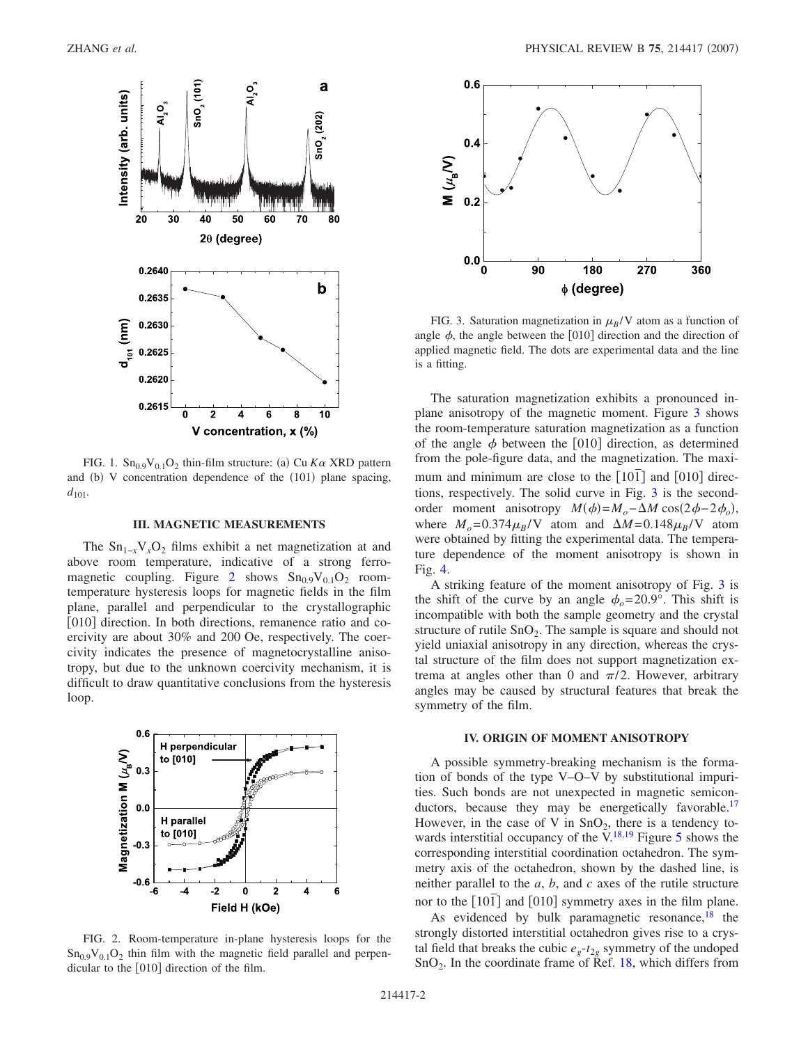FIG. 1. $Sn_{0.9}V_{0.1}O_2$ thin-film structure: (a) Cu $K\alpha$ XRD pattern and (b) V concentration dependence of the (101) plane spacing, $d_{101}$.

### III. MAGNETIC MEASUREMENTS

The $Sn_{1-x}V_xO_2$ films exhibit a net magnetization at and above room temperature, indicative of a strong ferromagnetic coupling. Figure 2 shows $Sn_{0.9}V_{0.1}O_2$ room-temperature hysteresis loops for magnetic fields in the film plane, parallel and perpendicular to the crystallographic [010] direction. In both directions, remanence ratio and coercivity are about 30% and 200 Oe, respectively. The coercivity indicates the presence of magnetocrystalline anisotropy, but due to the unknown coercivity mechanism, it is difficult to draw quantitative conclusions from the hysteresis loop.

FIG. 2. Room-temperature in-plane hysteresis loops for the $Sn_{0.9}V_{0.1}O_2$ thin film with the magnetic field parallel and perpendicular to the [010] direction of the film.

FIG. 3. Saturation magnetization in $\mu_B$/V atom as a function of angle $\phi$, the angle between the [010] direction and the direction of applied magnetic field. The dots are experimental data and the line is a fitting.

The saturation magnetization exhibits a pronounced in-plane anisotropy of the magnetic moment. Figure 3 shows the room-temperature saturation magnetization as a function of the angle $\phi$ between the [010] direction, as determined from the pole-figure data, and the magnetization. The maximum and minimum are close to the $[10\bar{1}]$ and [010] directions, respectively. The solid curve in Fig. 3 is the second-order moment anisotropy $M(\phi)=M_o-\Delta M\cos(2\phi-2\phi_o)$, where $M_o=0.374\mu_B$/V atom and $\Delta M=0.148\mu_B$/V atom were obtained by fitting the experimental data. The temperature dependence of the moment anisotropy is shown in Fig. 4.

A striking feature of the moment anisotropy of Fig. 3 is the shift of the curve by an angle $\phi_o=20.9°$. This shift is incompatible with both the sample geometry and the crystal structure of rutile $SnO_2$. The sample is square and should not yield uniaxial anisotropy in any direction, whereas the crystal structure of the film does not support magnetization extrema at angles other than 0 and $\pi/2$. However, arbitrary angles may be caused by structural features that break the symmetry of the film.

### IV. ORIGIN OF MOMENT ANISOTROPY

A possible symmetry-breaking mechanism is the formation of bonds of the type V–O–V by substitutional impurities. Such bonds are not unexpected in magnetic semiconductors, because they may be energetically favorable.[17] However, in the case of V in $SnO_2$, there is a tendency towards interstitial occupancy of the V.[18,19] Figure 5 shows the corresponding interstitial coordination octahedron. The symmetry axis of the octahedron, shown by the dashed line, is neither parallel to the *a*, *b*, and *c* axes of the rutile structure nor to the $[10\bar{1}]$ and [010] symmetry axes in the film plane.

As evidenced by bulk paramagnetic resonance,[18] the strongly distorted interstitial octahedron gives rise to a crystal field that breaks the cubic $e_g$-$t_{2g}$ symmetry of the undoped $SnO_2$. In the coordinate frame of Ref. 18, which differs from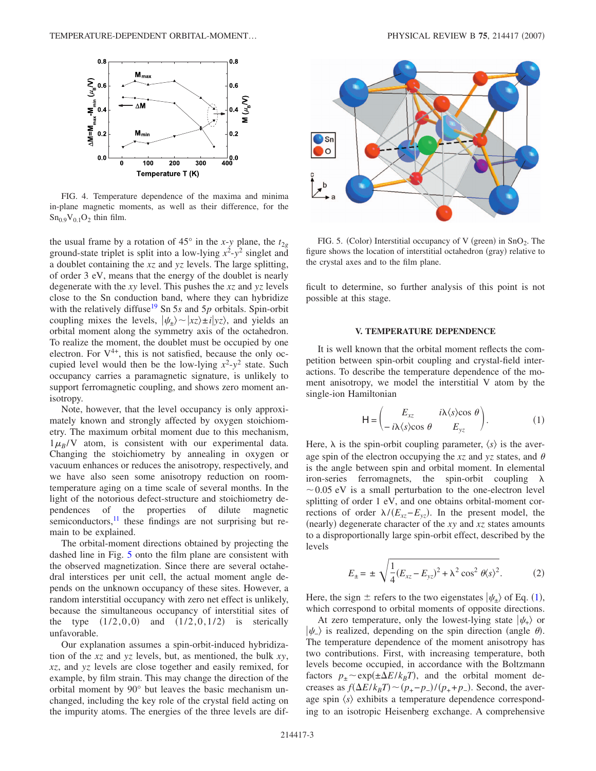FIG. 4. Temperature dependence of the maxima and minima in-plane magnetic moments, as well as their difference, for the $Sn_{0.9}V_{0.1}O_2$ thin film.

the usual frame by a rotation of 45° in the $x$-$y$ plane, the $t_{2g}$ ground-state triplet is split into a low-lying $x^2$-$y^2$ singlet and a doublet containing the $xz$ and $yz$ levels. The large splitting, of order 3 eV, means that the energy of the doublet is nearly degenerate with the $xy$ level. This pushes the $xz$ and $yz$ levels close to the Sn conduction band, where they can hybridize with the relatively diffuse[19] Sn 5$s$ and 5$p$ orbitals. Spin-orbit coupling mixes the levels, $|\psi_\pm\rangle \sim |xz\rangle \pm i|yz\rangle$, and yields an orbital moment along the symmetry axis of the octahedron. To realize the moment, the doublet must be occupied by one electron. For $V^{4+}$, this is not satisfied, because the only occupied level would then be the low-lying $x^2$-$y^2$ state. Such occupancy carries a paramagnetic signature, is unlikely to support ferromagnetic coupling, and shows zero moment anisotropy.

Note, however, that the level occupancy is only approximately known and strongly affected by oxygen stoichiometry. The maximum orbital moment due to this mechanism, $1\mu_B$/V atom, is consistent with our experimental data. Changing the stoichiometry by annealing in oxygen or vacuum enhances or reduces the anisotropy, respectively, and we have also seen some anisotropy reduction on room-temperature aging on a time scale of several months. In the light of the notorious defect-structure and stoichiometry dependences of the properties of dilute magnetic semiconductors,[11] these findings are not surprising but remain to be explained.

The orbital-moment directions obtained by projecting the dashed line in Fig. 5 onto the film plane are consistent with the observed magnetization. Since there are several octahedral interstices per unit cell, the actual moment angle depends on the unknown occupancy of these sites. However, a random interstitial occupancy with zero net effect is unlikely, because the simultaneous occupancy of interstitial sites of the type (1/2,0,0) and (1/2,0,1/2) is sterically unfavorable.

Our explanation assumes a spin-orbit-induced hybridization of the $xz$ and $yz$ levels, but, as mentioned, the bulk $xy$, $xz$, and $yz$ levels are close together and easily remixed, for example, by film strain. This may change the direction of the orbital moment by 90° but leaves the basic mechanism unchanged, including the key role of the crystal field acting on the impurity atoms. The energies of the three levels are difficult to determine, so further analysis of this point is not possible at this stage.

FIG. 5. (Color) Interstitial occupancy of V (green) in $SnO_2$. The figure shows the location of interstitial octahedron (gray) relative to the crystal axes and to the film plane.

## V. TEMPERATURE DEPENDENCE

It is well known that the orbital moment reflects the competition between spin-orbit coupling and crystal-field interactions. To describe the temperature dependence of the moment anisotropy, we model the interstitial V atom by the single-ion Hamiltonian

$$\mathsf{H} = \begin{pmatrix} E_{xz} & i\lambda\langle s\rangle\cos\theta \\ -i\lambda\langle s\rangle\cos\theta & E_{yz} \end{pmatrix}. \tag{1}$$

Here, $\lambda$ is the spin-orbit coupling parameter, $\langle s\rangle$ is the average spin of the electron occupying the $xz$ and $yz$ states, and $\theta$ is the angle between spin and orbital moment. In elemental iron-series ferromagnets, the spin-orbit coupling $\lambda \sim 0.05$ eV is a small perturbation to the one-electron level splitting of order 1 eV, and one obtains orbital-moment corrections of order $\lambda/(E_{xz}-E_{yz})$. In the present model, the (nearly) degenerate character of the $xy$ and $xz$ states amounts to a disproportionally large spin-orbit effect, described by the levels

$$E_\pm = \pm\sqrt{\frac{1}{4}(E_{xz}-E_{yz})^2 + \lambda^2\cos^2\theta\langle s\rangle^2}. \tag{2}$$

Here, the sign $\pm$ refers to the two eigenstates $|\psi_\pm\rangle$ of Eq. (1), which correspond to orbital moments of opposite directions.

At zero temperature, only the lowest-lying state $|\psi_+\rangle$ or $|\psi_-\rangle$ is realized, depending on the spin direction (angle $\theta$). The temperature dependence of the moment anisotropy has two contributions. First, with increasing temperature, both levels become occupied, in accordance with the Boltzmann factors $p_\pm \sim \exp(\pm\Delta E/k_BT)$, and the orbital moment decreases as $f(\Delta E/k_BT) \sim (p_+ - p_-)/(p_+ + p_-)$. Second, the average spin $\langle s\rangle$ exhibits a temperature dependence corresponding to an isotropic Heisenberg exchange. A comprehensive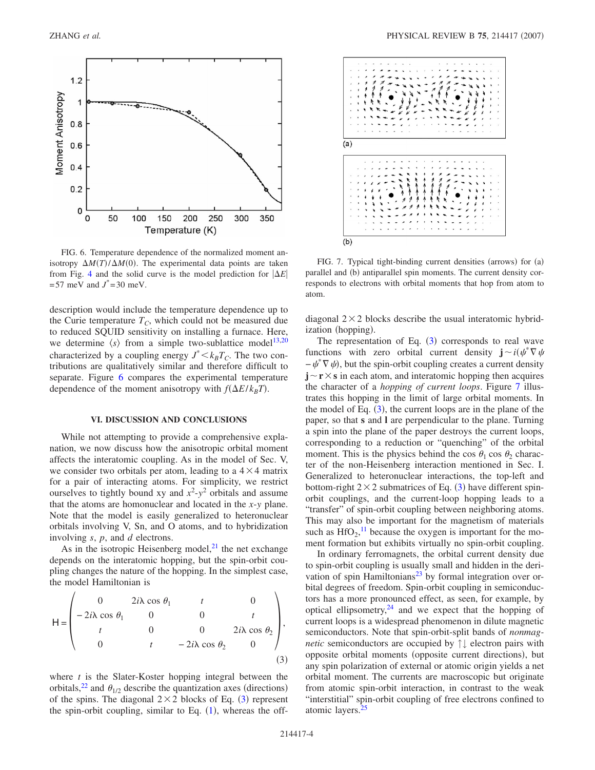FIG. 6. Temperature dependence of the normalized moment anisotropy $\Delta M(T)/\Delta M(0)$. The experimental data points are taken from Fig. 4 and the solid curve is the model prediction for $|\Delta E| = 57$ meV and $J^* = 30$ meV.

description would include the temperature dependence up to the Curie temperature $T_C$, which could not be measured due to reduced SQUID sensitivity on installing a furnace. Here, we determine $\langle s \rangle$ from a simple two-sublattice model[13,20] characterized by a coupling energy $J^* < k_B T_C$. The two contributions are qualitatively similar and therefore difficult to separate. Figure 6 compares the experimental temperature dependence of the moment anisotropy with $f(\Delta E / k_B T)$.

## VI. DISCUSSION AND CONCLUSIONS

While not attempting to provide a comprehensive explanation, we now discuss how the anisotropic orbital moment affects the interatomic coupling. As in the model of Sec. V, we consider two orbitals per atom, leading to a $4 \times 4$ matrix for a pair of interacting atoms. For simplicity, we restrict ourselves to tightly bound xy and $x^2$-$y^2$ orbitals and assume that the atoms are homonuclear and located in the $x$-$y$ plane. Note that the model is easily generalized to heteronuclear orbitals involving V, Sn, and O atoms, and to hybridization involving $s$, $p$, and $d$ electrons.

As in the isotropic Heisenberg model,[21] the net exchange depends on the interatomic hopping, but the spin-orbit coupling changes the nature of the hopping. In the simplest case, the model Hamiltonian is

$$
\mathsf{H} = \begin{pmatrix} 0 & 2i\lambda \cos\theta_1 & t & 0 \\ -2i\lambda \cos\theta_1 & 0 & 0 & t \\ t & 0 & 0 & 2i\lambda \cos\theta_2 \\ 0 & t & -2i\lambda \cos\theta_2 & 0 \end{pmatrix}, \tag{3}
$$

where $t$ is the Slater-Koster hopping integral between the orbitals,[22] and $\theta_{1/2}$ describe the quantization axes (directions) of the spins. The diagonal $2 \times 2$ blocks of Eq. (3) represent the spin-orbit coupling, similar to Eq. (1), whereas the off-diagonal $2 \times 2$ blocks describe the usual interatomic hybridization (hopping).

FIG. 7. Typical tight-binding current densities (arrows) for (a) parallel and (b) antiparallel spin moments. The current density corresponds to electrons with orbital moments that hop from atom to atom.

The representation of Eq. (3) corresponds to real wave functions with zero orbital current density $\mathbf{j} \sim i(\psi^* \nabla \psi - \psi^* \nabla \psi)$, but the spin-orbit coupling creates a current density $\mathbf{j} \sim \mathbf{r} \times \mathbf{s}$ in each atom, and interatomic hopping then acquires the character of a *hopping of current loops*. Figure 7 illustrates this hopping in the limit of large orbital moments. In the model of Eq. (3), the current loops are in the plane of the paper, so that $\mathbf{s}$ and $\mathbf{l}$ are perpendicular to the plane. Turning a spin into the plane of the paper destroys the current loops, corresponding to a reduction or "quenching" of the orbital moment. This is the physics behind the $\cos\theta_1 \cos\theta_2$ character of the non-Heisenberg interaction mentioned in Sec. I. Generalized to heteronuclear interactions, the top-left and bottom-right $2 \times 2$ submatrices of Eq. (3) have different spin-orbit couplings, and the current-loop hopping leads to a "transfer" of spin-orbit coupling between neighboring atoms. This may also be important for the magnetism of materials such as $HfO_2$,[11] because the oxygen is important for the moment formation but exhibits virtually no spin-orbit coupling.

In ordinary ferromagnets, the orbital current density due to spin-orbit coupling is usually small and hidden in the derivation of spin Hamiltonians[23] by formal integration over orbital degrees of freedom. Spin-orbit coupling in semiconductors has a more pronounced effect, as seen, for example, by optical ellipsometry,[24] and we expect that the hopping of current loops is a widespread phenomenon in dilute magnetic semiconductors. Note that spin-orbit-split bands of *nonmagnetic* semiconductors are occupied by ↑↓ electron pairs with opposite orbital moments (opposite current directions), but any spin polarization of external or atomic origin yields a net orbital moment. The currents are macroscopic but originate from atomic spin-orbit interaction, in contrast to the weak "interstitial" spin-orbit coupling of free electrons confined to atomic layers.[25]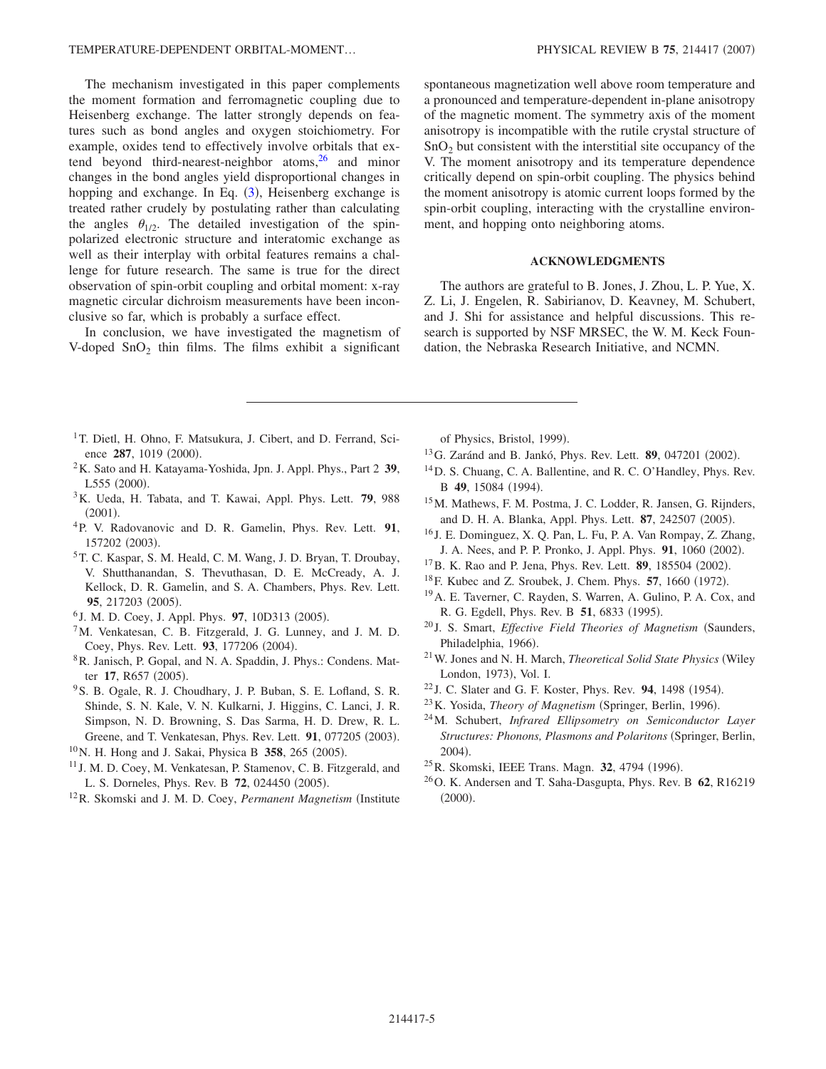The mechanism investigated in this paper complements the moment formation and ferromagnetic coupling due to Heisenberg exchange. The latter strongly depends on features such as bond angles and oxygen stoichiometry. For example, oxides tend to effectively involve orbitals that extend beyond third-nearest-neighbor atoms,[26] and minor changes in the bond angles yield disproportional changes in hopping and exchange. In Eq. (3), Heisenberg exchange is treated rather crudely by postulating rather than calculating the angles $\theta_{1/2}$. The detailed investigation of the spin-polarized electronic structure and interatomic exchange as well as their interplay with orbital features remains a challenge for future research. The same is true for the direct observation of spin-orbit coupling and orbital moment: x-ray magnetic circular dichroism measurements have been inconclusive so far, which is probably a surface effect.

In conclusion, we have investigated the magnetism of V-doped $SnO_2$ thin films. The films exhibit a significant spontaneous magnetization well above room temperature and a pronounced and temperature-dependent in-plane anisotropy of the magnetic moment. The symmetry axis of the moment anisotropy is incompatible with the rutile crystal structure of $SnO_2$ but consistent with the interstitial site occupancy of the V. The moment anisotropy and its temperature dependence critically depend on spin-orbit coupling. The physics behind the moment anisotropy is atomic current loops formed by the spin-orbit coupling, interacting with the crystalline environment, and hopping onto neighboring atoms.

## ACKNOWLEDGMENTS

The authors are grateful to B. Jones, J. Zhou, L. P. Yue, X. Z. Li, J. Engelen, R. Sabirianov, D. Keavney, M. Schubert, and J. Shi for assistance and helpful discussions. This research is supported by NSF MRSEC, the W. M. Keck Foundation, the Nebraska Research Initiative, and NCMN.

---

[1] T. Dietl, H. Ohno, F. Matsukura, J. Cibert, and D. Ferrand, Science **287**, 1019 (2000).

[2] K. Sato and H. Katayama-Yoshida, Jpn. J. Appl. Phys., Part 2 **39**, L555 (2000).

[3] K. Ueda, H. Tabata, and T. Kawai, Appl. Phys. Lett. **79**, 988 (2001).

[4] P. V. Radovanovic and D. R. Gamelin, Phys. Rev. Lett. **91**, 157202 (2003).

[5] T. C. Kaspar, S. M. Heald, C. M. Wang, J. D. Bryan, T. Droubay, V. Shutthanandan, S. Thevuthasan, D. E. McCready, A. J. Kellock, D. R. Gamelin, and S. A. Chambers, Phys. Rev. Lett. **95**, 217203 (2005).

[6] J. M. D. Coey, J. Appl. Phys. **97**, 10D313 (2005).

[7] M. Venkatesan, C. B. Fitzgerald, J. G. Lunney, and J. M. D. Coey, Phys. Rev. Lett. **93**, 177206 (2004).

[8] R. Janisch, P. Gopal, and N. A. Spaddin, J. Phys.: Condens. Matter **17**, R657 (2005).

[9] S. B. Ogale, R. J. Choudhary, J. P. Buban, S. E. Lofland, S. R. Shinde, S. N. Kale, V. N. Kulkarni, J. Higgins, C. Lanci, J. R. Simpson, N. D. Browning, S. Das Sarma, H. D. Drew, R. L. Greene, and T. Venkatesan, Phys. Rev. Lett. **91**, 077205 (2003).

[10] N. H. Hong and J. Sakai, Physica B **358**, 265 (2005).

[11] J. M. D. Coey, M. Venkatesan, P. Stamenov, C. B. Fitzgerald, and L. S. Dorneles, Phys. Rev. B **72**, 024450 (2005).

[12] R. Skomski and J. M. D. Coey, *Permanent Magnetism* (Institute of Physics, Bristol, 1999).

[13] G. Zaránd and B. Jankó, Phys. Rev. Lett. **89**, 047201 (2002).

[14] D. S. Chuang, C. A. Ballentine, and R. C. O'Handley, Phys. Rev. B **49**, 15084 (1994).

[15] M. Mathews, F. M. Postma, J. C. Lodder, R. Jansen, G. Rijnders, and D. H. A. Blanka, Appl. Phys. Lett. **87**, 242507 (2005).

[16] J. E. Dominguez, X. Q. Pan, L. Fu, P. A. Van Rompay, Z. Zhang, J. A. Nees, and P. P. Pronko, J. Appl. Phys. **91**, 1060 (2002).

[17] B. K. Rao and P. Jena, Phys. Rev. Lett. **89**, 185504 (2002).

[18] F. Kubec and Z. Sroubek, J. Chem. Phys. **57**, 1660 (1972).

[19] A. E. Taverner, C. Rayden, S. Warren, A. Gulino, P. A. Cox, and R. G. Egdell, Phys. Rev. B **51**, 6833 (1995).

[20] J. S. Smart, *Effective Field Theories of Magnetism* (Saunders, Philadelphia, 1966).

[21] W. Jones and N. H. March, *Theoretical Solid State Physics* (Wiley London, 1973), Vol. I.

[22] J. C. Slater and G. F. Koster, Phys. Rev. **94**, 1498 (1954).

[23] K. Yosida, *Theory of Magnetism* (Springer, Berlin, 1996).

[24] M. Schubert, *Infrared Ellipsometry on Semiconductor Layer Structures: Phonons, Plasmons and Polaritons* (Springer, Berlin, 2004).

[25] R. Skomski, IEEE Trans. Magn. **32**, 4794 (1996).

[26] O. K. Andersen and T. Saha-Dasgupta, Phys. Rev. B **62**, R16219 (2000).